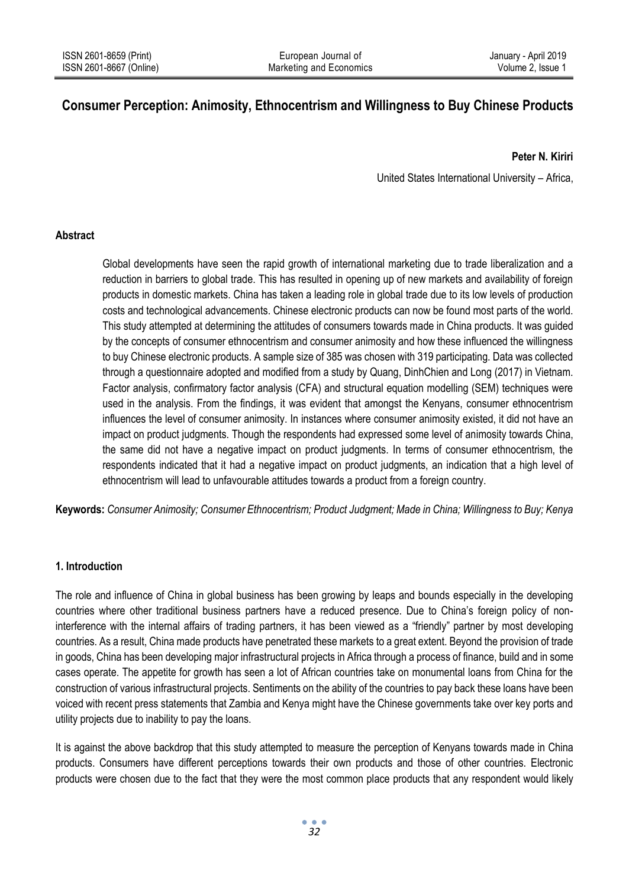# Consumer Perception: Animosity, Ethnocentrism and Willingness to Buy Chinese Products

**Peter N. Kiriri**

United States International University – Africa,

## Abstract

Global developments have seen the rapid growth of international marketing due to trade liberalization and a reduction in barriers to global trade. This has resulted in opening up of new markets and availability of foreign products in domestic markets. China has taken a leading role in global trade due to its low levels of production costs and technological advancements. Chinese electronic products can now be found most parts of the world. This study attempted at determining the attitudes of consumers towards made in China products. It was guided by the concepts of consumer ethnocentrism and consumer animosity and how these influenced the willingness to buy Chinese electronic products. A sample size of 385 was chosen with 319 participating. Data was collected through a questionnaire adopted and modified from a study by Quang, DinhChien and Long (2017) in Vietnam. Factor analysis, confirmatory factor analysis (CFA) and structural equation modelling (SEM) techniques were used in the analysis. From the findings, it was evident that amongst the Kenyans, consumer ethnocentrism influences the level of consumer animosity. In instances where consumer animosity existed, it did not have an impact on product judgments. Though the respondents had expressed some level of animosity towards China, the same did not have a negative impact on product judgments. In terms of consumer ethnocentrism, the respondents indicated that it had a negative impact on product judgments, an indication that a high level of ethnocentrism will lead to unfavourable attitudes towards a product from a foreign country.

**Keywords:** *Consumer Animosity; Consumer Ethnocentrism; Product Judgment; Made in China; Willingness to Buy; Kenya*

## 1. Introduction

The role and influence of China in global business has been growing by leaps and bounds especially in the developing countries where other traditional business partners have a reduced presence. Due to China's foreign policy of non-interference with the internal affairs of trading partners, it has been viewed as a "friendly" partner by most developing countries. As a result, China made products have penetrated these markets to a great extent. Beyond the provision of trade in goods, China has been developing major infrastructural projects in Africa through a process of finance, build and in some cases operate. The appetite for growth has seen a lot of African countries take on monumental loans from China for the construction of various infrastructural projects. Sentiments on the ability of the countries to pay back these loans have been voiced with recent press statements that Zambia and Kenya might have the Chinese governments take over key ports and utility projects due to inability to pay the loans.

It is against the above backdrop that this study attempted to measure the perception of Kenyans towards made in China products. Consumers have different perceptions towards their own products and those of other countries. Electronic products were chosen due to the fact that they were the most common place products that any respondent would likely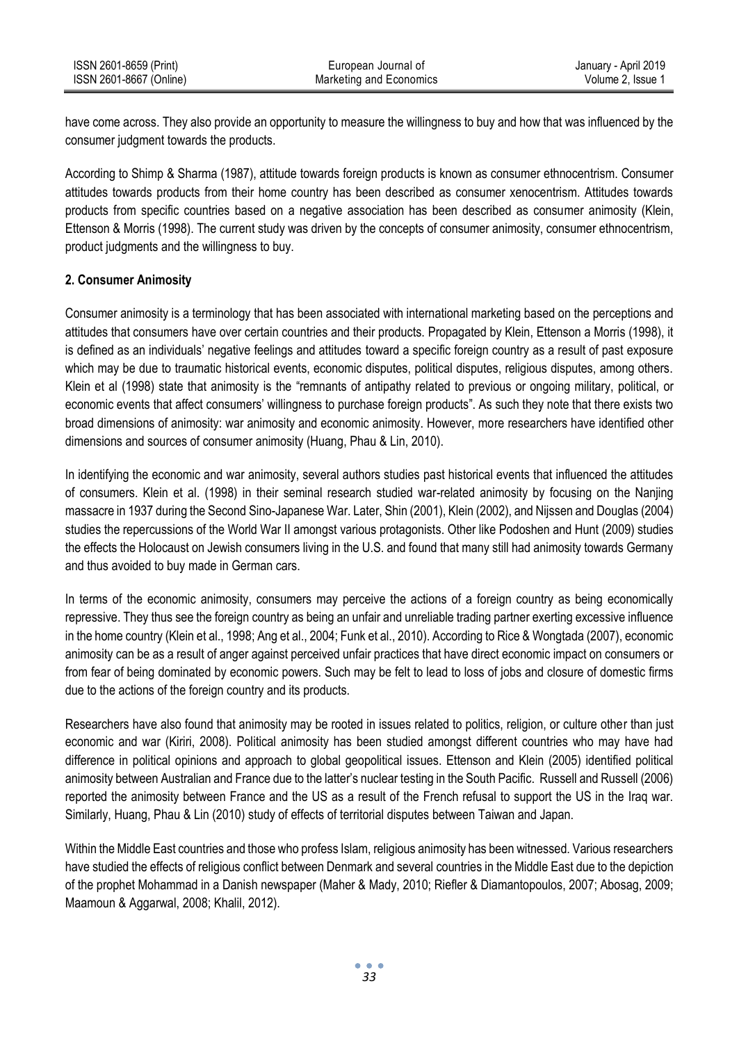have come across. They also provide an opportunity to measure the willingness to buy and how that was influenced by the consumer judgment towards the products.

According to Shimp & Sharma (1987), attitude towards foreign products is known as consumer ethnocentrism. Consumer attitudes towards products from their home country has been described as consumer xenocentrism. Attitudes towards products from specific countries based on a negative association has been described as consumer animosity (Klein, Ettenson & Morris (1998). The current study was driven by the concepts of consumer animosity, consumer ethnocentrism, product judgments and the willingness to buy.

## 2. Consumer Animosity

Consumer animosity is a terminology that has been associated with international marketing based on the perceptions and attitudes that consumers have over certain countries and their products. Propagated by Klein, Ettenson a Morris (1998), it is defined as an individuals' negative feelings and attitudes toward a specific foreign country as a result of past exposure which may be due to traumatic historical events, economic disputes, political disputes, religious disputes, among others. Klein et al (1998) state that animosity is the "remnants of antipathy related to previous or ongoing military, political, or economic events that affect consumers' willingness to purchase foreign products". As such they note that there exists two broad dimensions of animosity: war animosity and economic animosity. However, more researchers have identified other dimensions and sources of consumer animosity (Huang, Phau & Lin, 2010).

In identifying the economic and war animosity, several authors studies past historical events that influenced the attitudes of consumers. Klein et al. (1998) in their seminal research studied war-related animosity by focusing on the Nanjing massacre in 1937 during the Second Sino-Japanese War. Later, Shin (2001), Klein (2002), and Nijssen and Douglas (2004) studies the repercussions of the World War II amongst various protagonists. Other like Podoshen and Hunt (2009) studies the effects the Holocaust on Jewish consumers living in the U.S. and found that many still had animosity towards Germany and thus avoided to buy made in German cars.

In terms of the economic animosity, consumers may perceive the actions of a foreign country as being economically repressive. They thus see the foreign country as being an unfair and unreliable trading partner exerting excessive influence in the home country (Klein et al., 1998; Ang et al., 2004; Funk et al., 2010). According to Rice & Wongtada (2007), economic animosity can be as a result of anger against perceived unfair practices that have direct economic impact on consumers or from fear of being dominated by economic powers. Such may be felt to lead to loss of jobs and closure of domestic firms due to the actions of the foreign country and its products.

Researchers have also found that animosity may be rooted in issues related to politics, religion, or culture other than just economic and war (Kiriri, 2008). Political animosity has been studied amongst different countries who may have had difference in political opinions and approach to global geopolitical issues. Ettenson and Klein (2005) identified political animosity between Australian and France due to the latter's nuclear testing in the South Pacific. Russell and Russell (2006) reported the animosity between France and the US as a result of the French refusal to support the US in the Iraq war. Similarly, Huang, Phau & Lin (2010) study of effects of territorial disputes between Taiwan and Japan.

Within the Middle East countries and those who profess Islam, religious animosity has been witnessed. Various researchers have studied the effects of religious conflict between Denmark and several countries in the Middle East due to the depiction of the prophet Mohammad in a Danish newspaper (Maher & Mady, 2010; Riefler & Diamantopoulos, 2007; Abosag, 2009; Maamoun & Aggarwal, 2008; Khalil, 2012).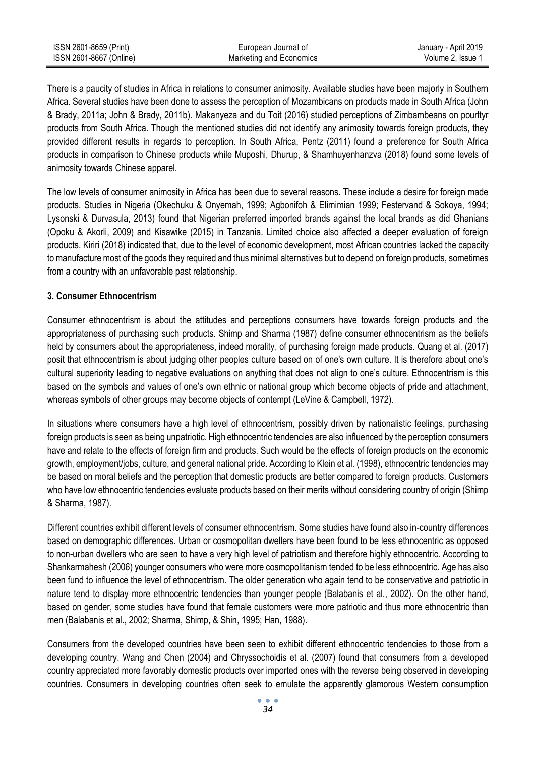There is a paucity of studies in Africa in relations to consumer animosity. Available studies have been majorly in Southern Africa. Several studies have been done to assess the perception of Mozambicans on products made in South Africa (John & Brady, 2011a; John & Brady, 2011b). Makanyeza and du Toit (2016) studied perceptions of Zimbambeans on pourltyr products from South Africa. Though the mentioned studies did not identify any animosity towards foreign products, they provided different results in regards to perception. In South Africa, Pentz (2011) found a preference for South Africa products in comparison to Chinese products while Muposhi, Dhurup, & Shamhuyenhanzva (2018) found some levels of animosity towards Chinese apparel.

The low levels of consumer animosity in Africa has been due to several reasons. These include a desire for foreign made products. Studies in Nigeria (Okechuku & Onyemah, 1999; Agbonifoh & Elimimian 1999; Festervand & Sokoya, 1994; Lysonski & Durvasula, 2013) found that Nigerian preferred imported brands against the local brands as did Ghanians (Opoku & Akorli, 2009) and Kisawike (2015) in Tanzania. Limited choice also affected a deeper evaluation of foreign products. Kiriri (2018) indicated that, due to the level of economic development, most African countries lacked the capacity to manufacture most of the goods they required and thus minimal alternatives but to depend on foreign products, sometimes from a country with an unfavorable past relationship.

## 3. Consumer Ethnocentrism

Consumer ethnocentrism is about the attitudes and perceptions consumers have towards foreign products and the appropriateness of purchasing such products. Shimp and Sharma (1987) define consumer ethnocentrism as the beliefs held by consumers about the appropriateness, indeed morality, of purchasing foreign made products. Quang et al. (2017) posit that ethnocentrism is about judging other peoples culture based on of one's own culture. It is therefore about one's cultural superiority leading to negative evaluations on anything that does not align to one's culture. Ethnocentrism is this based on the symbols and values of one's own ethnic or national group which become objects of pride and attachment, whereas symbols of other groups may become objects of contempt (LeVine & Campbell, 1972).

In situations where consumers have a high level of ethnocentrism, possibly driven by nationalistic feelings, purchasing foreign products is seen as being unpatriotic. High ethnocentric tendencies are also influenced by the perception consumers have and relate to the effects of foreign firm and products. Such would be the effects of foreign products on the economic growth, employment/jobs, culture, and general national pride. According to Klein et al. (1998), ethnocentric tendencies may be based on moral beliefs and the perception that domestic products are better compared to foreign products. Customers who have low ethnocentric tendencies evaluate products based on their merits without considering country of origin (Shimp & Sharma, 1987).

Different countries exhibit different levels of consumer ethnocentrism. Some studies have found also in-country differences based on demographic differences. Urban or cosmopolitan dwellers have been found to be less ethnocentric as opposed to non-urban dwellers who are seen to have a very high level of patriotism and therefore highly ethnocentric. According to Shankarmahesh (2006) younger consumers who were more cosmopolitanism tended to be less ethnocentric. Age has also been fund to influence the level of ethnocentrism. The older generation who again tend to be conservative and patriotic in nature tend to display more ethnocentric tendencies than younger people (Balabanis et al., 2002). On the other hand, based on gender, some studies have found that female customers were more patriotic and thus more ethnocentric than men (Balabanis et al., 2002; Sharma, Shimp, & Shin, 1995; Han, 1988).

Consumers from the developed countries have been seen to exhibit different ethnocentric tendencies to those from a developing country. Wang and Chen (2004) and Chryssochoidis et al. (2007) found that consumers from a developed country appreciated more favorably domestic products over imported ones with the reverse being observed in developing countries. Consumers in developing countries often seek to emulate the apparently glamorous Western consumption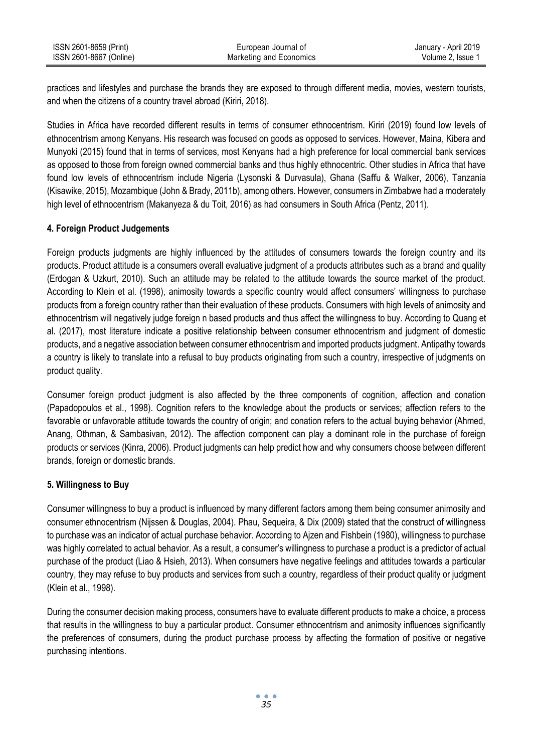practices and lifestyles and purchase the brands they are exposed to through different media, movies, western tourists, and when the citizens of a country travel abroad (Kiriri, 2018).

Studies in Africa have recorded different results in terms of consumer ethnocentrism. Kiriri (2019) found low levels of ethnocentrism among Kenyans. His research was focused on goods as opposed to services. However, Maina, Kibera and Munyoki (2015) found that in terms of services, most Kenyans had a high preference for local commercial bank services as opposed to those from foreign owned commercial banks and thus highly ethnocentric. Other studies in Africa that have found low levels of ethnocentrism include Nigeria (Lysonski & Durvasula), Ghana (Saffu & Walker, 2006), Tanzania (Kisawike, 2015), Mozambique (John & Brady, 2011b), among others. However, consumers in Zimbabwe had a moderately high level of ethnocentrism (Makanyeza & du Toit, 2016) as had consumers in South Africa (Pentz, 2011).

## 4. Foreign Product Judgements

Foreign products judgments are highly influenced by the attitudes of consumers towards the foreign country and its products. Product attitude is a consumers overall evaluative judgment of a products attributes such as a brand and quality (Erdogan & Uzkurt, 2010). Such an attitude may be related to the attitude towards the source market of the product. According to Klein et al. (1998), animosity towards a specific country would affect consumers' willingness to purchase products from a foreign country rather than their evaluation of these products. Consumers with high levels of animosity and ethnocentrism will negatively judge foreign n based products and thus affect the willingness to buy. According to Quang et al. (2017), most literature indicate a positive relationship between consumer ethnocentrism and judgment of domestic products, and a negative association between consumer ethnocentrism and imported products judgment. Antipathy towards a country is likely to translate into a refusal to buy products originating from such a country, irrespective of judgments on product quality.

Consumer foreign product judgment is also affected by the three components of cognition, affection and conation (Papadopoulos et al., 1998). Cognition refers to the knowledge about the products or services; affection refers to the favorable or unfavorable attitude towards the country of origin; and conation refers to the actual buying behavior (Ahmed, Anang, Othman, & Sambasivan, 2012). The affection component can play a dominant role in the purchase of foreign products or services (Kinra, 2006). Product judgments can help predict how and why consumers choose between different brands, foreign or domestic brands.

## 5. Willingness to Buy

Consumer willingness to buy a product is influenced by many different factors among them being consumer animosity and consumer ethnocentrism (Nijssen & Douglas, 2004). Phau, Sequeira, & Dix (2009) stated that the construct of willingness to purchase was an indicator of actual purchase behavior. According to Ajzen and Fishbein (1980), willingness to purchase was highly correlated to actual behavior. As a result, a consumer's willingness to purchase a product is a predictor of actual purchase of the product (Liao & Hsieh, 2013). When consumers have negative feelings and attitudes towards a particular country, they may refuse to buy products and services from such a country, regardless of their product quality or judgment (Klein et al., 1998).

During the consumer decision making process, consumers have to evaluate different products to make a choice, a process that results in the willingness to buy a particular product. Consumer ethnocentrism and animosity influences significantly the preferences of consumers, during the product purchase process by affecting the formation of positive or negative purchasing intentions.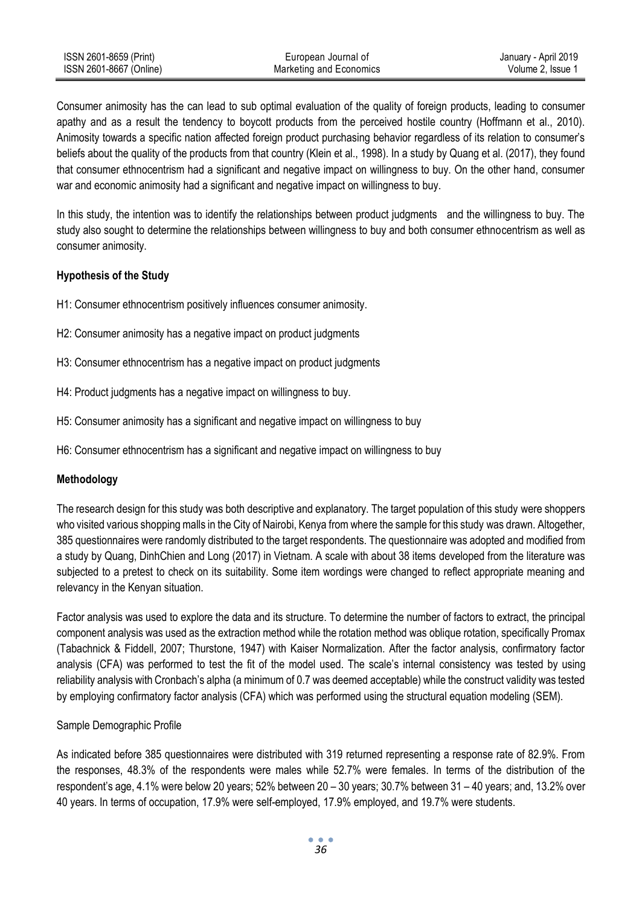Consumer animosity has the can lead to sub optimal evaluation of the quality of foreign products, leading to consumer apathy and as a result the tendency to boycott products from the perceived hostile country (Hoffmann et al., 2010). Animosity towards a specific nation affected foreign product purchasing behavior regardless of its relation to consumer's beliefs about the quality of the products from that country (Klein et al., 1998). In a study by Quang et al. (2017), they found that consumer ethnocentrism had a significant and negative impact on willingness to buy. On the other hand, consumer war and economic animosity had a significant and negative impact on willingness to buy.

In this study, the intention was to identify the relationships between product judgments and the willingness to buy. The study also sought to determine the relationships between willingness to buy and both consumer ethnocentrism as well as consumer animosity.

**Hypothesis of the Study**

H1: Consumer ethnocentrism positively influences consumer animosity.

H2: Consumer animosity has a negative impact on product judgments

H3: Consumer ethnocentrism has a negative impact on product judgments

H4: Product judgments has a negative impact on willingness to buy.

H5: Consumer animosity has a significant and negative impact on willingness to buy

H6: Consumer ethnocentrism has a significant and negative impact on willingness to buy

**Methodology**

The research design for this study was both descriptive and explanatory. The target population of this study were shoppers who visited various shopping malls in the City of Nairobi, Kenya from where the sample for this study was drawn. Altogether, 385 questionnaires were randomly distributed to the target respondents. The questionnaire was adopted and modified from a study by Quang, DinhChien and Long (2017) in Vietnam. A scale with about 38 items developed from the literature was subjected to a pretest to check on its suitability. Some item wordings were changed to reflect appropriate meaning and relevancy in the Kenyan situation.

Factor analysis was used to explore the data and its structure. To determine the number of factors to extract, the principal component analysis was used as the extraction method while the rotation method was oblique rotation, specifically Promax (Tabachnick & Fiddell, 2007; Thurstone, 1947) with Kaiser Normalization. After the factor analysis, confirmatory factor analysis (CFA) was performed to test the fit of the model used. The scale's internal consistency was tested by using reliability analysis with Cronbach's alpha (a minimum of 0.7 was deemed acceptable) while the construct validity was tested by employing confirmatory factor analysis (CFA) which was performed using the structural equation modeling (SEM).

Sample Demographic Profile

As indicated before 385 questionnaires were distributed with 319 returned representing a response rate of 82.9%. From the responses, 48.3% of the respondents were males while 52.7% were females. In terms of the distribution of the respondent's age, 4.1% were below 20 years; 52% between 20 – 30 years; 30.7% between 31 – 40 years; and, 13.2% over 40 years. In terms of occupation, 17.9% were self-employed, 17.9% employed, and 19.7% were students.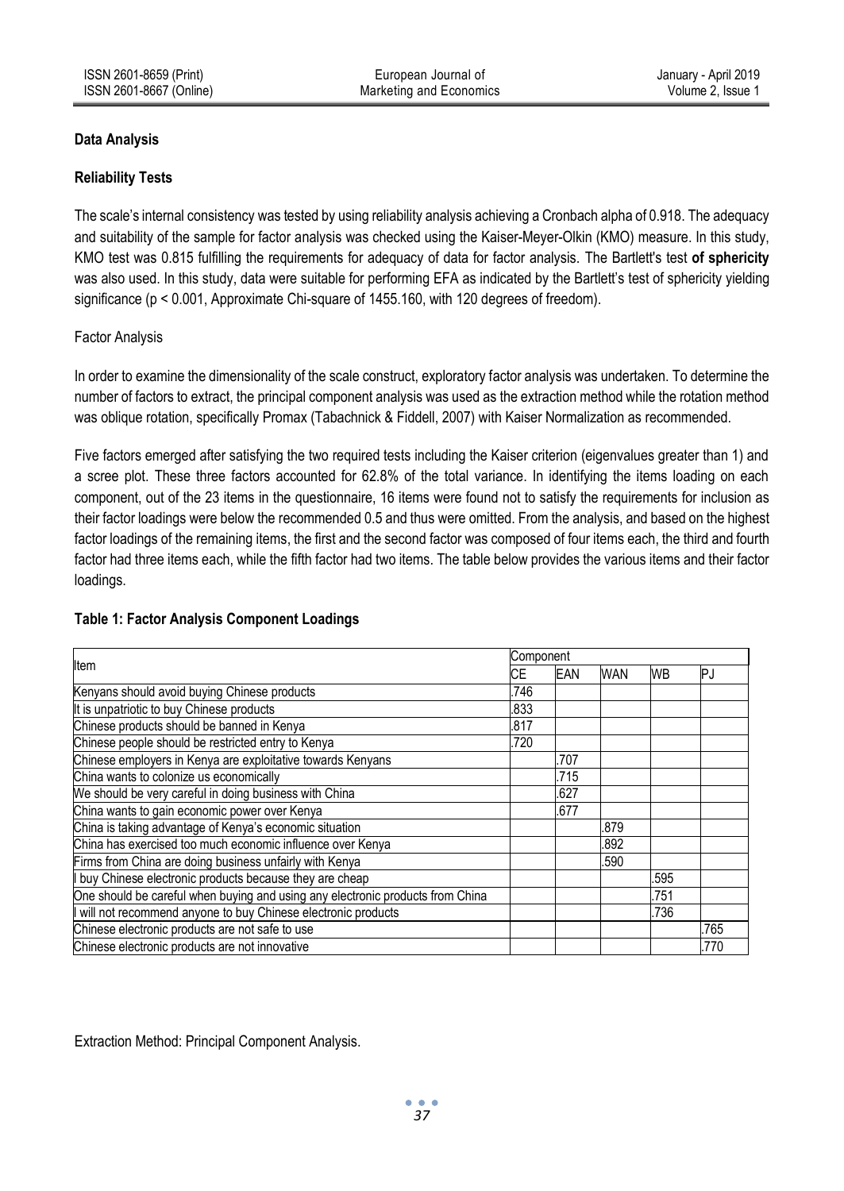## Data Analysis

### Reliability Tests

The scale's internal consistency was tested by using reliability analysis achieving a Cronbach alpha of 0.918. The adequacy and suitability of the sample for factor analysis was checked using the Kaiser-Meyer-Olkin (KMO) measure. In this study, KMO test was 0.815 fulfilling the requirements for adequacy of data for factor analysis. The Bartlett's test **of sphericity** was also used. In this study, data were suitable for performing EFA as indicated by the Bartlett's test of sphericity yielding significance ($p < 0.001$, Approximate Chi-square of 1455.160, with 120 degrees of freedom).

### Factor Analysis

In order to examine the dimensionality of the scale construct, exploratory factor analysis was undertaken. To determine the number of factors to extract, the principal component analysis was used as the extraction method while the rotation method was oblique rotation, specifically Promax (Tabachnick & Fiddell, 2007) with Kaiser Normalization as recommended.

Five factors emerged after satisfying the two required tests including the Kaiser criterion (eigenvalues greater than 1) and a scree plot. These three factors accounted for 62.8% of the total variance. In identifying the items loading on each component, out of the 23 items in the questionnaire, 16 items were found not to satisfy the requirements for inclusion as their factor loadings were below the recommended 0.5 and thus were omitted. From the analysis, and based on the highest factor loadings of the remaining items, the first and the second factor was composed of four items each, the third and fourth factor had three items each, while the fifth factor had two items. The table below provides the various items and their factor loadings.

**Table 1: Factor Analysis Component Loadings**

| Item | Component | | | | |
|---|---|---|---|---|---|
| | CE | EAN | WAN | WB | PJ |
| Kenyans should avoid buying Chinese products | .746 | | | | |
| It is unpatriotic to buy Chinese products | .833 | | | | |
| Chinese products should be banned in Kenya | .817 | | | | |
| Chinese people should be restricted entry to Kenya | .720 | | | | |
| Chinese employers in Kenya are exploitative towards Kenyans | | .707 | | | |
| China wants to colonize us economically | | .715 | | | |
| We should be very careful in doing business with China | | .627 | | | |
| China wants to gain economic power over Kenya | | .677 | | | |
| China is taking advantage of Kenya's economic situation | | | .879 | | |
| China has exercised too much economic influence over Kenya | | | .892 | | |
| Firms from China are doing business unfairly with Kenya | | | .590 | | |
| I buy Chinese electronic products because they are cheap | | | | .595 | |
| One should be careful when buying and using any electronic products from China | | | | .751 | |
| I will not recommend anyone to buy Chinese electronic products | | | | .736 | |
| Chinese electronic products are not safe to use | | | | | .765 |
| Chinese electronic products are not innovative | | | | | .770 |

Extraction Method: Principal Component Analysis.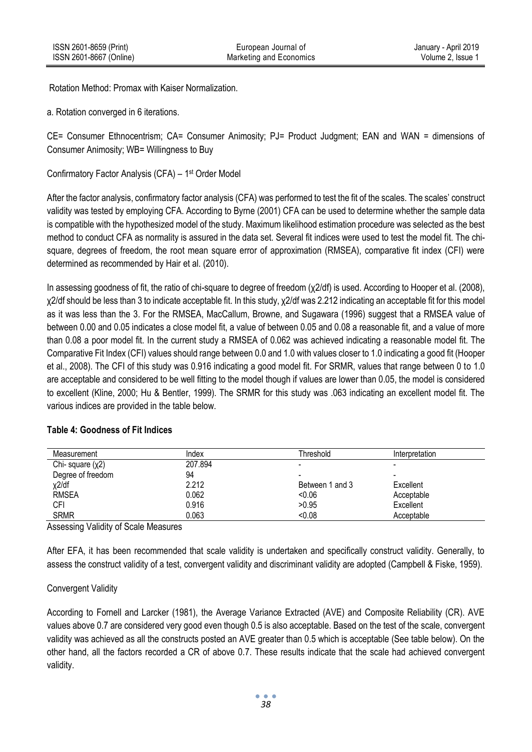Rotation Method: Promax with Kaiser Normalization.

a. Rotation converged in 6 iterations.

CE= Consumer Ethnocentrism; CA= Consumer Animosity; PJ= Product Judgment; EAN and WAN = dimensions of Consumer Animosity; WB= Willingness to Buy

Confirmatory Factor Analysis (CFA) – 1st Order Model

After the factor analysis, confirmatory factor analysis (CFA) was performed to test the fit of the scales. The scales' construct validity was tested by employing CFA. According to Byrne (2001) CFA can be used to determine whether the sample data is compatible with the hypothesized model of the study. Maximum likelihood estimation procedure was selected as the best method to conduct CFA as normality is assured in the data set. Several fit indices were used to test the model fit. The chi-square, degrees of freedom, the root mean square error of approximation (RMSEA), comparative fit index (CFI) were determined as recommended by Hair et al. (2010).

In assessing goodness of fit, the ratio of chi-square to degree of freedom ($\chi^2/df$) is used. According to Hooper et al. (2008), $\chi^2/df$ should be less than 3 to indicate acceptable fit. In this study, $\chi^2/df$ was 2.212 indicating an acceptable fit for this model as it was less than the 3. For the RMSEA, MacCallum, Browne, and Sugawara (1996) suggest that a RMSEA value of between 0.00 and 0.05 indicates a close model fit, a value of between 0.05 and 0.08 a reasonable fit, and a value of more than 0.08 a poor model fit. In the current study a RMSEA of 0.062 was achieved indicating a reasonable model fit. The Comparative Fit Index (CFI) values should range between 0.0 and 1.0 with values closer to 1.0 indicating a good fit (Hooper et al., 2008). The CFI of this study was 0.916 indicating a good model fit. For SRMR, values that range between 0 to 1.0 are acceptable and considered to be well fitting to the model though if values are lower than 0.05, the model is considered to excellent (Kline, 2000; Hu & Bentler, 1999). The SRMR for this study was .063 indicating an excellent model fit. The various indices are provided in the table below.

**Table 4: Goodness of Fit Indices**

| Measurement | Index | Threshold | Interpretation |
|---|---|---|---|
| Chi- square ($\chi^2$) | 207.894 | - | - |
| Degree of freedom | 94 | - | - |
| $\chi^2/df$ | 2.212 | Between 1 and 3 | Excellent |
| RMSEA | 0.062 | <0.06 | Acceptable |
| CFI | 0.916 | >0.95 | Excellent |
| SRMR | 0.063 | <0.08 | Acceptable |

Assessing Validity of Scale Measures

After EFA, it has been recommended that scale validity is undertaken and specifically construct validity. Generally, to assess the construct validity of a test, convergent validity and discriminant validity are adopted (Campbell & Fiske, 1959).

Convergent Validity

According to Fornell and Larcker (1981), the Average Variance Extracted (AVE) and Composite Reliability (CR). AVE values above 0.7 are considered very good even though 0.5 is also acceptable. Based on the test of the scale, convergent validity was achieved as all the constructs posted an AVE greater than 0.5 which is acceptable (See table below). On the other hand, all the factors recorded a CR of above 0.7. These results indicate that the scale had achieved convergent validity.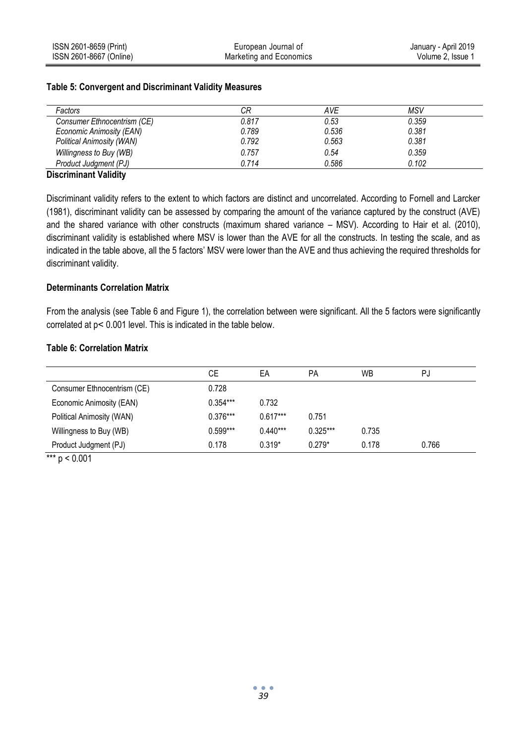**Table 5: Convergent and Discriminant Validity Measures**

| *Factors* | *CR* | *AVE* | *MSV* |
|---|---|---|---|
| *Consumer Ethnocentrism (CE)* | *0.817* | *0.53* | *0.359* |
| *Economic Animosity (EAN)* | *0.789* | *0.536* | *0.381* |
| *Political Animosity (WAN)* | *0.792* | *0.563* | *0.381* |
| *Willingness to Buy (WB)* | *0.757* | *0.54* | *0.359* |
| *Product Judgment (PJ)* | *0.714* | *0.586* | *0.102* |

**Discriminant Validity**

Discriminant validity refers to the extent to which factors are distinct and uncorrelated. According to Fornell and Larcker (1981), discriminant validity can be assessed by comparing the amount of the variance captured by the construct (AVE) and the shared variance with other constructs (maximum shared variance – MSV). According to Hair et al. (2010), discriminant validity is established where MSV is lower than the AVE for all the constructs. In testing the scale, and as indicated in the table above, all the 5 factors' MSV were lower than the AVE and thus achieving the required thresholds for discriminant validity.

**Determinants Correlation Matrix**

From the analysis (see Table 6 and Figure 1), the correlation between were significant. All the 5 factors were significantly correlated at $p < 0.001$ level. This is indicated in the table below.

**Table 6: Correlation Matrix**

| | CE | EA | PA | WB | PJ |
|---|---|---|---|---|---|
| Consumer Ethnocentrism (CE) | 0.728 | | | | |
| Economic Animosity (EAN) | 0.354*** | 0.732 | | | |
| Political Animosity (WAN) | 0.376*** | 0.617*** | 0.751 | | |
| Willingness to Buy (WB) | 0.599*** | 0.440*** | 0.325*** | 0.735 | |
| Product Judgment (PJ) | 0.178 | 0.319* | 0.279* | 0.178 | 0.766 |

*** $p < 0.001$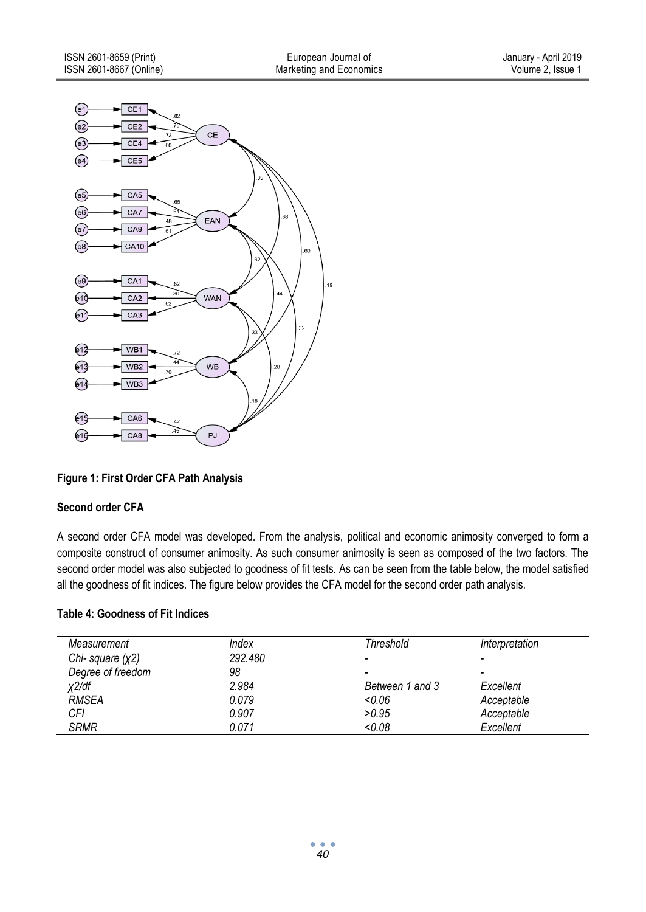**Figure 1: First Order CFA Path Analysis**

**Second order CFA**

A second order CFA model was developed. From the analysis, political and economic animosity converged to form a composite construct of consumer animosity. As such consumer animosity is seen as composed of the two factors. The second order model was also subjected to goodness of fit tests. As can be seen from the table below, the model satisfied all the goodness of fit indices. The figure below provides the CFA model for the second order path analysis.

**Table 4: Goodness of Fit Indices**

| *Measurement* | *Index* | *Threshold* | *Interpretation* |
|---|---|---|---|
| *Chi- square (χ2)* | *292.480* | - | - |
| *Degree of freedom* | *98* | - | - |
| *χ2/df* | *2.984* | *Between 1 and 3* | *Excellent* |
| *RMSEA* | *0.079* | *<0.06* | *Acceptable* |
| *CFI* | *0.907* | *>0.95* | *Acceptable* |
| *SRMR* | *0.071* | *<0.08* | *Excellent* |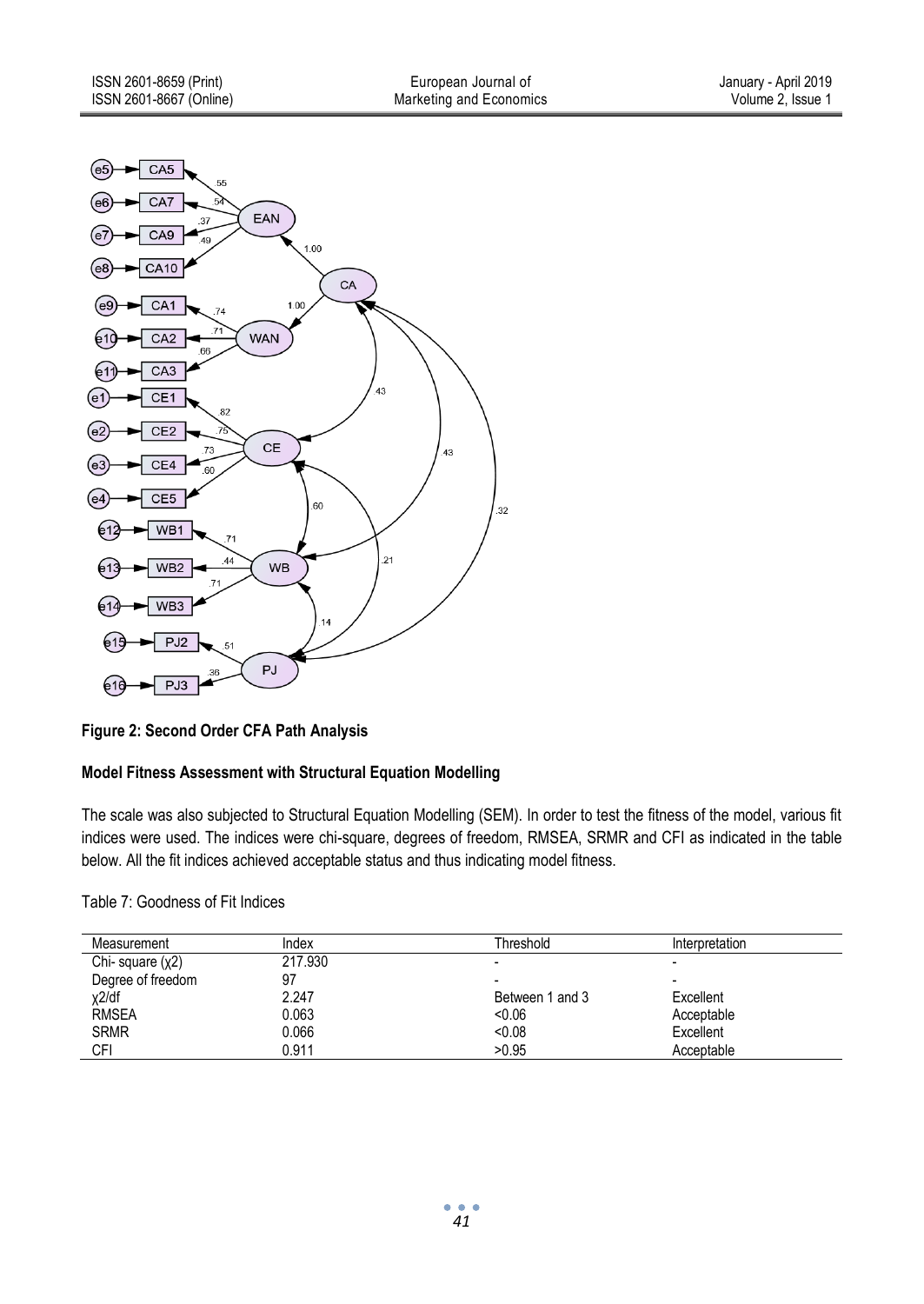**Figure 2: Second Order CFA Path Analysis**

**Model Fitness Assessment with Structural Equation Modelling**

The scale was also subjected to Structural Equation Modelling (SEM). In order to test the fitness of the model, various fit indices were used. The indices were chi-square, degrees of freedom, RMSEA, SRMR and CFI as indicated in the table below. All the fit indices achieved acceptable status and thus indicating model fitness.

Table 7: Goodness of Fit Indices

| Measurement | Index | Threshold | Interpretation |
|---|---|---|---|
| Chi- square ($\chi 2$) | 217.930 | - | - |
| Degree of freedom | 97 | - | - |
| $\chi 2$/df | 2.247 | Between 1 and 3 | Excellent |
| RMSEA | 0.063 | <0.06 | Acceptable |
| SRMR | 0.066 | <0.08 | Excellent |
| CFI | 0.911 | >0.95 | Acceptable |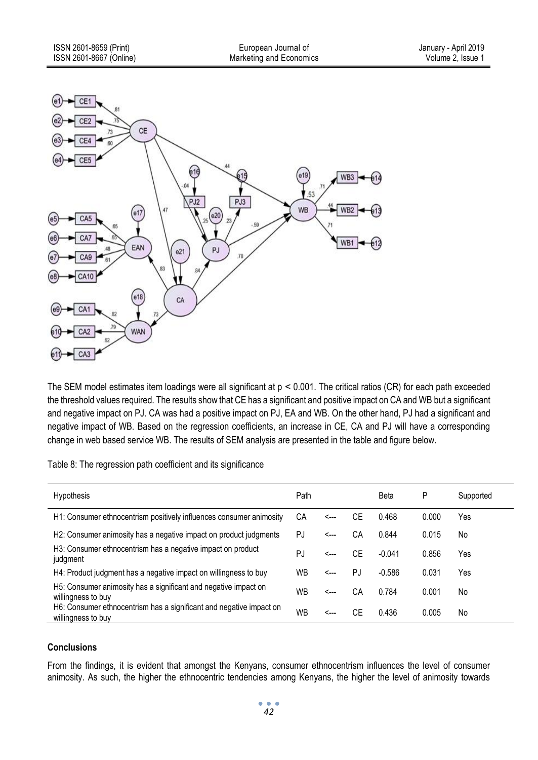The SEM model estimates item loadings were all significant at $p < 0.001$. The critical ratios (CR) for each path exceeded the threshold values required. The results show that CE has a significant and positive impact on CA and WB but a significant and negative impact on PJ. CA was had a positive impact on PJ, EA and WB. On the other hand, PJ had a significant and negative impact of WB. Based on the regression coefficients, an increase in CE, CA and PJ will have a corresponding change in web based service WB. The results of SEM analysis are presented in the table and figure below.

Table 8: The regression path coefficient and its significance

| Hypothesis | Path | | | Beta | P | Supported |
|---|---|---|---|---|---|---|
| H1: Consumer ethnocentrism positively influences consumer animosity | CA | <--- | CE | 0.468 | 0.000 | Yes |
| H2: Consumer animosity has a negative impact on product judgments | PJ | <--- | CA | 0.844 | 0.015 | No |
| H3: Consumer ethnocentrism has a negative impact on product judgment | PJ | <--- | CE | -0.041 | 0.856 | Yes |
| H4: Product judgment has a negative impact on willingness to buy | WB | <--- | PJ | -0.586 | 0.031 | Yes |
| H5: Consumer animosity has a significant and negative impact on willingness to buy | WB | <--- | CA | 0.784 | 0.001 | No |
| H6: Consumer ethnocentrism has a significant and negative impact on willingness to buy | WB | <--- | CE | 0.436 | 0.005 | No |

**Conclusions**

From the findings, it is evident that amongst the Kenyans, consumer ethnocentrism influences the level of consumer animosity. As such, the higher the ethnocentric tendencies among Kenyans, the higher the level of animosity towards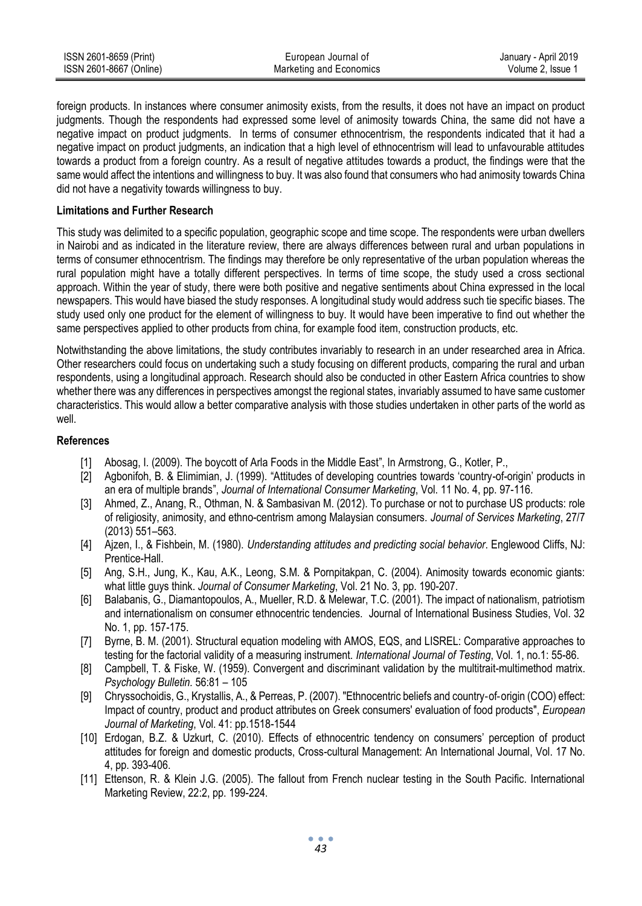foreign products. In instances where consumer animosity exists, from the results, it does not have an impact on product judgments. Though the respondents had expressed some level of animosity towards China, the same did not have a negative impact on product judgments. In terms of consumer ethnocentrism, the respondents indicated that it had a negative impact on product judgments, an indication that a high level of ethnocentrism will lead to unfavourable attitudes towards a product from a foreign country. As a result of negative attitudes towards a product, the findings were that the same would affect the intentions and willingness to buy. It was also found that consumers who had animosity towards China did not have a negativity towards willingness to buy.

**Limitations and Further Research**

This study was delimited to a specific population, geographic scope and time scope. The respondents were urban dwellers in Nairobi and as indicated in the literature review, there are always differences between rural and urban populations in terms of consumer ethnocentrism. The findings may therefore be only representative of the urban population whereas the rural population might have a totally different perspectives. In terms of time scope, the study used a cross sectional approach. Within the year of study, there were both positive and negative sentiments about China expressed in the local newspapers. This would have biased the study responses. A longitudinal study would address such tie specific biases. The study used only one product for the element of willingness to buy. It would have been imperative to find out whether the same perspectives applied to other products from china, for example food item, construction products, etc.

Notwithstanding the above limitations, the study contributes invariably to research in an under researched area in Africa. Other researchers could focus on undertaking such a study focusing on different products, comparing the rural and urban respondents, using a longitudinal approach. Research should also be conducted in other Eastern Africa countries to show whether there was any differences in perspectives amongst the regional states, invariably assumed to have same customer characteristics. This would allow a better comparative analysis with those studies undertaken in other parts of the world as well.

**References**

[1] Abosag, I. (2009). The boycott of Arla Foods in the Middle East", In Armstrong, G., Kotler, P.,

[2] Agbonifoh, B. & Elimimian, J. (1999). "Attitudes of developing countries towards 'country-of-origin' products in an era of multiple brands", *Journal of International Consumer Marketing*, Vol. 11 No. 4, pp. 97-116.

[3] Ahmed, Z., Anang, R., Othman, N. & Sambasivan M. (2012). To purchase or not to purchase US products: role of religiosity, animosity, and ethno-centrism among Malaysian consumers. *Journal of Services Marketing*, 27/7 (2013) 551–563.

[4] Ajzen, I., & Fishbein, M. (1980). *Understanding attitudes and predicting social behavior*. Englewood Cliffs, NJ: Prentice-Hall.

[5] Ang, S.H., Jung, K., Kau, A.K., Leong, S.M. & Pornpitakpan, C. (2004). Animosity towards economic giants: what little guys think. *Journal of Consumer Marketing*, Vol. 21 No. 3, pp. 190-207.

[6] Balabanis, G., Diamantopoulos, A., Mueller, R.D. & Melewar, T.C. (2001). The impact of nationalism, patriotism and internationalism on consumer ethnocentric tendencies. Journal of International Business Studies, Vol. 32 No. 1, pp. 157-175.

[7] Byrne, B. M. (2001). Structural equation modeling with AMOS, EQS, and LISREL: Comparative approaches to testing for the factorial validity of a measuring instrument. *International Journal of Testing*, Vol. 1, no.1: 55-86.

[8] Campbell, T. & Fiske, W. (1959). Convergent and discriminant validation by the multitrait-multimethod matrix. *Psychology Bulletin.* 56:81 – 105

[9] Chryssochoidis, G., Krystallis, A., & Perreas, P. (2007). "Ethnocentric beliefs and country-of-origin (COO) effect: Impact of country, product and product attributes on Greek consumers' evaluation of food products", *European Journal of Marketing*, Vol. 41: pp.1518-1544

[10] Erdogan, B.Z. & Uzkurt, C. (2010). Effects of ethnocentric tendency on consumers' perception of product attitudes for foreign and domestic products, Cross-cultural Management: An International Journal, Vol. 17 No. 4, pp. 393-406.

[11] Ettenson, R. & Klein J.G. (2005). The fallout from French nuclear testing in the South Pacific. International Marketing Review, 22:2, pp. 199-224.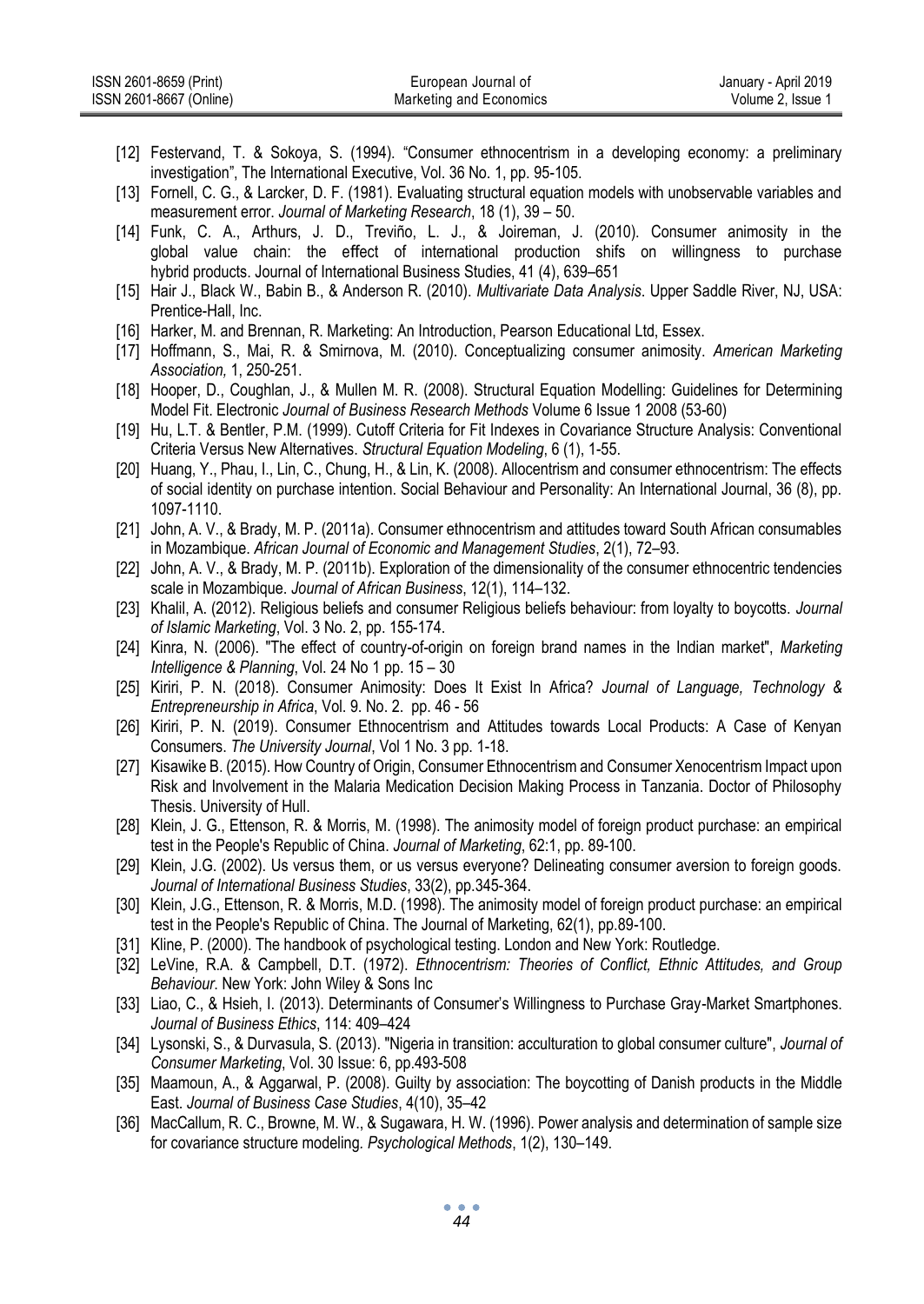[12] Festervand, T. & Sokoya, S. (1994). "Consumer ethnocentrism in a developing economy: a preliminary investigation", The International Executive, Vol. 36 No. 1, pp. 95-105.

[13] Fornell, C. G., & Larcker, D. F. (1981). Evaluating structural equation models with unobservable variables and measurement error. *Journal of Marketing Research*, 18 (1), 39 – 50.

[14] Funk, C. A., Arthurs, J. D., Treviño, L. J., & Joireman, J. (2010). Consumer animosity in the global value chain: the effect of international production shifs on willingness to purchase hybrid products. Journal of International Business Studies, 41 (4), 639–651

[15] Hair J., Black W., Babin B., & Anderson R. (2010). *Multivariate Data Analysis*. Upper Saddle River, NJ, USA: Prentice-Hall, Inc.

[16] Harker, M. and Brennan, R. Marketing: An Introduction, Pearson Educational Ltd, Essex.

[17] Hoffmann, S., Mai, R. & Smirnova, M. (2010). Conceptualizing consumer animosity. *American Marketing Association,* 1, 250-251.

[18] Hooper, D., Coughlan, J., & Mullen M. R. (2008). Structural Equation Modelling: Guidelines for Determining Model Fit. Electronic *Journal of Business Research Methods* Volume 6 Issue 1 2008 (53-60)

[19] Hu, L.T. & Bentler, P.M. (1999). Cutoff Criteria for Fit Indexes in Covariance Structure Analysis: Conventional Criteria Versus New Alternatives. *Structural Equation Modeling*, 6 (1), 1-55.

[20] Huang, Y., Phau, I., Lin, C., Chung, H., & Lin, K. (2008). Allocentrism and consumer ethnocentrism: The effects of social identity on purchase intention. Social Behaviour and Personality: An International Journal, 36 (8), pp. 1097-1110.

[21] John, A. V., & Brady, M. P. (2011a). Consumer ethnocentrism and attitudes toward South African consumables in Mozambique. *African Journal of Economic and Management Studies*, 2(1), 72–93.

[22] John, A. V., & Brady, M. P. (2011b). Exploration of the dimensionality of the consumer ethnocentric tendencies scale in Mozambique. *Journal of African Business*, 12(1), 114–132.

[23] Khalil, A. (2012). Religious beliefs and consumer Religious beliefs behaviour: from loyalty to boycotts. *Journal of Islamic Marketing*, Vol. 3 No. 2, pp. 155-174.

[24] Kinra, N. (2006). "The effect of country-of-origin on foreign brand names in the Indian market", *Marketing Intelligence & Planning*, Vol. 24 No 1 pp. 15 – 30

[25] Kiriri, P. N. (2018). Consumer Animosity: Does It Exist In Africa? *Journal of Language, Technology & Entrepreneurship in Africa*, Vol. 9. No. 2. pp. 46 - 56

[26] Kiriri, P. N. (2019). Consumer Ethnocentrism and Attitudes towards Local Products: A Case of Kenyan Consumers. *The University Journal*, Vol 1 No. 3 pp. 1-18.

[27] Kisawike B. (2015). How Country of Origin, Consumer Ethnocentrism and Consumer Xenocentrism Impact upon Risk and Involvement in the Malaria Medication Decision Making Process in Tanzania. Doctor of Philosophy Thesis. University of Hull.

[28] Klein, J. G., Ettenson, R. & Morris, M. (1998). The animosity model of foreign product purchase: an empirical test in the People's Republic of China. *Journal of Marketing*, 62:1, pp. 89-100.

[29] Klein, J.G. (2002). Us versus them, or us versus everyone? Delineating consumer aversion to foreign goods. *Journal of International Business Studies*, 33(2), pp.345-364.

[30] Klein, J.G., Ettenson, R. & Morris, M.D. (1998). The animosity model of foreign product purchase: an empirical test in the People's Republic of China. The Journal of Marketing, 62(1), pp.89-100.

[31] Kline, P. (2000). The handbook of psychological testing. London and New York: Routledge.

[32] LeVine, R.A. & Campbell, D.T. (1972). *Ethnocentrism: Theories of Conflict, Ethnic Attitudes, and Group Behaviour*. New York: John Wiley & Sons Inc

[33] Liao, C., & Hsieh, I. (2013). Determinants of Consumer's Willingness to Purchase Gray-Market Smartphones. *Journal of Business Ethics*, 114: 409–424

[34] Lysonski, S., & Durvasula, S. (2013). "Nigeria in transition: acculturation to global consumer culture", *Journal of Consumer Marketing*, Vol. 30 Issue: 6, pp.493-508

[35] Maamoun, A., & Aggarwal, P. (2008). Guilty by association: The boycotting of Danish products in the Middle East. *Journal of Business Case Studies*, 4(10), 35–42

[36] MacCallum, R. C., Browne, M. W., & Sugawara, H. W. (1996). Power analysis and determination of sample size for covariance structure modeling. *Psychological Methods*, 1(2), 130–149.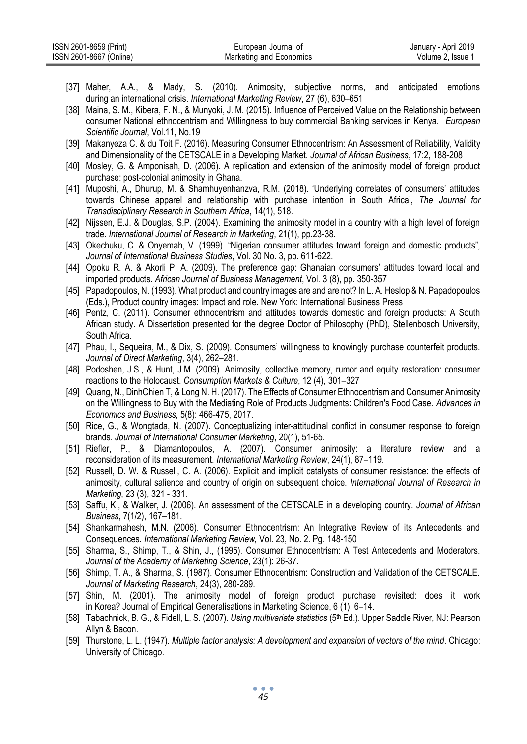[37] Maher, A.A., & Mady, S. (2010). Animosity, subjective norms, and anticipated emotions during an international crisis. *International Marketing Review*, 27 (6), 630–651

[38] Maina, S. M., Kibera, F. N., & Munyoki, J. M. (2015). Influence of Perceived Value on the Relationship between consumer National ethnocentrism and Willingness to buy commercial Banking services in Kenya. *European Scientific Journal*, Vol.11, No.19

[39] Makanyeza C. & du Toit F. (2016). Measuring Consumer Ethnocentrism: An Assessment of Reliability, Validity and Dimensionality of the CETSCALE in a Developing Market. *Journal of African Business*, 17:2, 188-208

[40] Mosley, G. & Amponisah, D. (2006). A replication and extension of the animosity model of foreign product purchase: post-colonial animosity in Ghana.

[41] Muposhi, A., Dhurup, M. & Shamhuyenhanzva, R.M. (2018). 'Underlying correlates of consumers' attitudes towards Chinese apparel and relationship with purchase intention in South Africa', *The Journal for Transdisciplinary Research in Southern Africa*, 14(1), 518.

[42] Nijssen, E.J. & Douglas, S.P. (2004). Examining the animosity model in a country with a high level of foreign trade. *International Journal of Research in Marketing*, 21(1), pp.23-38.

[43] Okechuku, C. & Onyemah, V. (1999). "Nigerian consumer attitudes toward foreign and domestic products", *Journal of International Business Studies*, Vol. 30 No. 3, pp. 611-622.

[44] Opoku R. A. & Akorli P. A. (2009). The preference gap: Ghanaian consumers' attitudes toward local and imported products. *African Journal of Business Management*, Vol. 3 (8), pp. 350-357

[45] Papadopoulos, N. (1993). What product and country images are and are not? In L. A. Heslop & N. Papadopoulos (Eds.), Product country images: Impact and role. New York: International Business Press

[46] Pentz, C. (2011). Consumer ethnocentrism and attitudes towards domestic and foreign products: A South African study. A Dissertation presented for the degree Doctor of Philosophy (PhD), Stellenbosch University, South Africa.

[47] Phau, I., Sequeira, M., & Dix, S. (2009). Consumers' willingness to knowingly purchase counterfeit products. *Journal of Direct Marketing*, 3(4), 262–281.

[48] Podoshen, J.S., & Hunt, J.M. (2009). Animosity, collective memory, rumor and equity restoration: consumer reactions to the Holocaust. *Consumption Markets & Culture*, 12 (4), 301–327

[49] Quang, N., DinhChien T, & Long N. H. (2017). The Effects of Consumer Ethnocentrism and Consumer Animosity on the Willingness to Buy with the Mediating Role of Products Judgments: Children's Food Case. *Advances in Economics and Business,* 5(8): 466-475, 2017.

[50] Rice, G., & Wongtada, N. (2007). Conceptualizing inter-attitudinal conflict in consumer response to foreign brands. *Journal of International Consumer Marketing*, 20(1), 51-65.

[51] Riefler, P., & Diamantopoulos, A. (2007). Consumer animosity: a literature review and a reconsideration of its measurement. *International Marketing Review*, 24(1), 87–119.

[52] Russell, D. W. & Russell, C. A. (2006). Explicit and implicit catalysts of consumer resistance: the effects of animosity, cultural salience and country of origin on subsequent choice. *International Journal of Research in Marketing*, 23 (3), 321 - 331.

[53] Saffu, K., & Walker, J. (2006). An assessment of the CETSCALE in a developing country. *Journal of African Business*, 7(1/2), 167–181.

[54] Shankarmahesh, M.N. (2006). Consumer Ethnocentrism: An Integrative Review of its Antecedents and Consequences. *International Marketing Review,* Vol. 23, No. 2. Pg. 148-150

[55] Sharma, S., Shimp, T., & Shin, J., (1995). Consumer Ethnocentrism: A Test Antecedents and Moderators. *Journal of the Academy of Marketing Science*, 23(1): 26-37.

[56] Shimp, T. A., & Sharma, S. (1987). Consumer Ethnocentrism: Construction and Validation of the CETSCALE. *Journal of Marketing Research*, 24(3), 280-289.

[57] Shin, M. (2001). The animosity model of foreign product purchase revisited: does it work in Korea? Journal of Empirical Generalisations in Marketing Science, 6 (1), 6–14.

[58] Tabachnick, B. G., & Fidell, L. S. (2007). *Using multivariate statistics* (5th Ed.). Upper Saddle River, NJ: Pearson Allyn & Bacon.

[59] Thurstone, L. L. (1947). *Multiple factor analysis: A development and expansion of vectors of the mind*. Chicago: University of Chicago.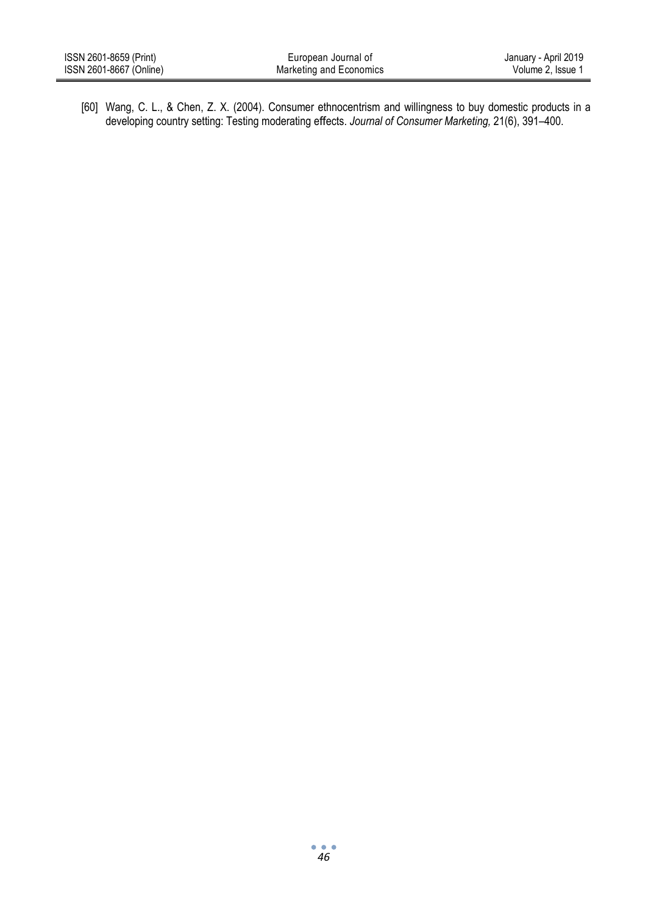[60] Wang, C. L., & Chen, Z. X. (2004). Consumer ethnocentrism and willingness to buy domestic products in a developing country setting: Testing moderating effects. *Journal of Consumer Marketing,* 21(6), 391–400.